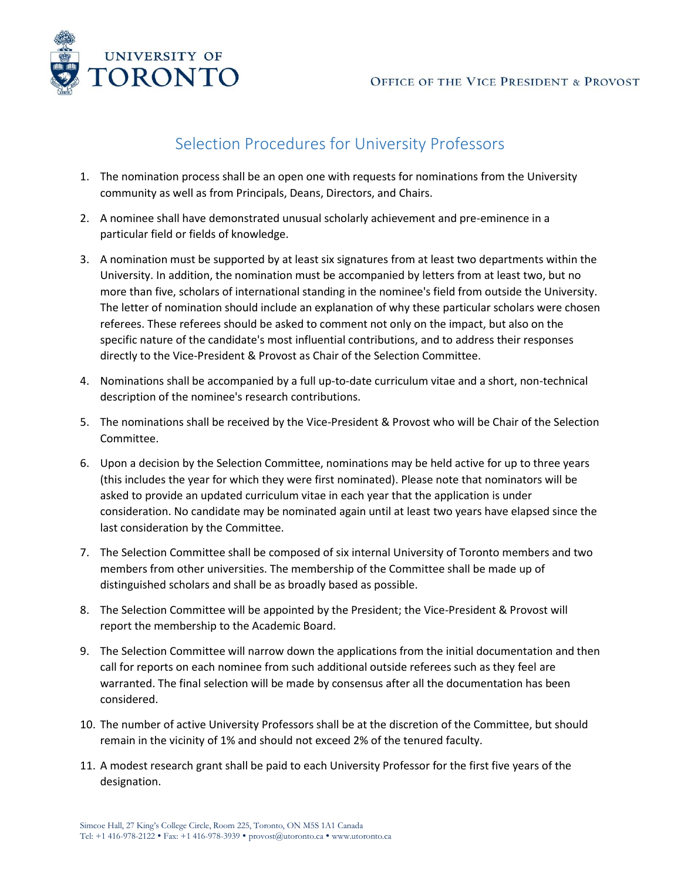UNIVERSITY OF TORONTO

OFFICE OF THE VICE PRESIDENT & PROVOST

# Selection Procedures for University Professors

1. The nomination process shall be an open one with requests for nominations from the University community as well as from Principals, Deans, Directors, and Chairs.
2. A nominee shall have demonstrated unusual scholarly achievement and pre-eminence in a particular field or fields of knowledge.
3. A nomination must be supported by at least six signatures from at least two departments within the University. In addition, the nomination must be accompanied by letters from at least two, but no more than five, scholars of international standing in the nominee's field from outside the University. The letter of nomination should include an explanation of why these particular scholars were chosen referees. These referees should be asked to comment not only on the impact, but also on the specific nature of the candidate's most influential contributions, and to address their responses directly to the Vice-President & Provost as Chair of the Selection Committee.
4. Nominations shall be accompanied by a full up-to-date curriculum vitae and a short, non-technical description of the nominee's research contributions.
5. The nominations shall be received by the Vice-President & Provost who will be Chair of the Selection Committee.
6. Upon a decision by the Selection Committee, nominations may be held active for up to three years (this includes the year for which they were first nominated). Please note that nominators will be asked to provide an updated curriculum vitae in each year that the application is under consideration. No candidate may be nominated again until at least two years have elapsed since the last consideration by the Committee.
7. The Selection Committee shall be composed of six internal University of Toronto members and two members from other universities. The membership of the Committee shall be made up of distinguished scholars and shall be as broadly based as possible.
8. The Selection Committee will be appointed by the President; the Vice-President & Provost will report the membership to the Academic Board.
9. The Selection Committee will narrow down the applications from the initial documentation and then call for reports on each nominee from such additional outside referees such as they feel are warranted. The final selection will be made by consensus after all the documentation has been considered.
10. The number of active University Professors shall be at the discretion of the Committee, but should remain in the vicinity of 1% and should not exceed 2% of the tenured faculty.
11. A modest research grant shall be paid to each University Professor for the first five years of the designation.

Simcoe Hall, 27 King's College Circle, Room 225, Toronto, ON M5S 1A1 Canada
Tel: +1 416-978-2122 • Fax: +1 416-978-3939 • provost@utoronto.ca • www.utoronto.ca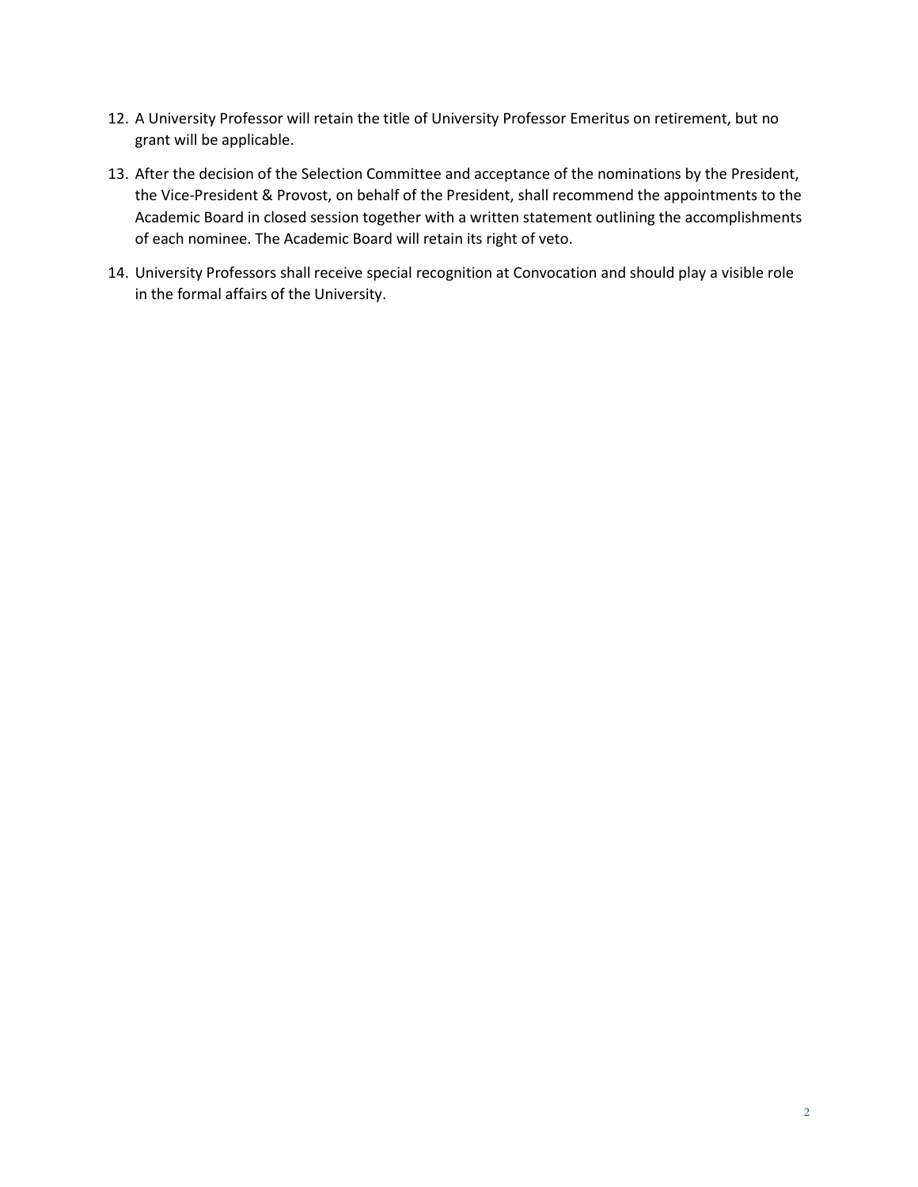12. A University Professor will retain the title of University Professor Emeritus on retirement, but no grant will be applicable.

13. After the decision of the Selection Committee and acceptance of the nominations by the President, the Vice-President & Provost, on behalf of the President, shall recommend the appointments to the Academic Board in closed session together with a written statement outlining the accomplishments of each nominee. The Academic Board will retain its right of veto.

14. University Professors shall receive special recognition at Convocation and should play a visible role in the formal affairs of the University.